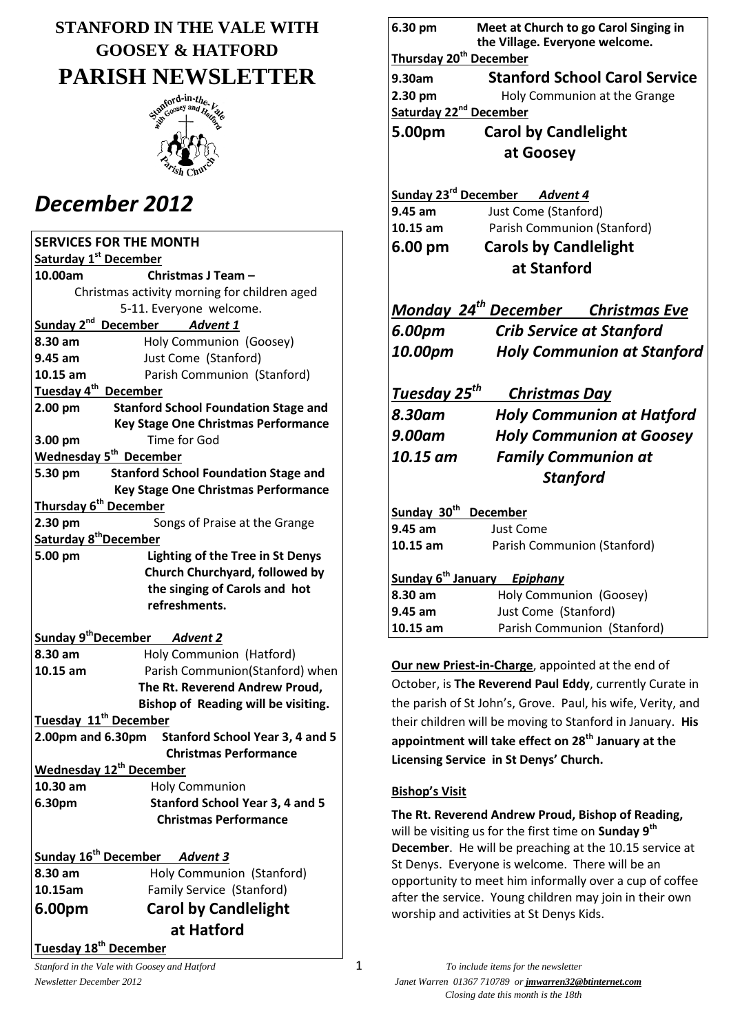# STANFORD IN THE VALE WITH GOOSEY & HATFORD

# PARISH NEWSLETTER

## *December 2012*

**SERVICES FOR THE MONTH**

**Saturday 1st December**

**10.00am** **Christmas J Team –** Christmas activity morning for children aged 5-11. Everyone welcome.

**Sunday 2nd December** ***Advent 1***

**8.30 am** Holy Communion (Goosey)
**9.45 am** Just Come (Stanford)
**10.15 am** Parish Communion (Stanford)

**Tuesday 4th December**

**2.00 pm** **Stanford School Foundation Stage and Key Stage One Christmas Performance**
**3.00 pm** Time for God

**Wednesday 5th December**

**5.30 pm** **Stanford School Foundation Stage and Key Stage One Christmas Performance**

**Thursday 6th December**

**2.30 pm** Songs of Praise at the Grange

**Saturday 8thDecember**

**5.00 pm** **Lighting of the Tree in St Denys Church Churchyard, followed by the singing of Carols and hot refreshments.**

**Sunday 9thDecember** ***Advent 2***

**8.30 am** Holy Communion (Hatford)
**10.15 am** Parish Communion(Stanford) when **The Rt. Reverend Andrew Proud, Bishop of Reading will be visiting.**

**Tuesday 11th December**

**2.00pm and 6.30pm** **Stanford School Year 3, 4 and 5 Christmas Performance**

**Wednesday 12th December**

**10.30 am** Holy Communion
**6.30pm** **Stanford School Year 3, 4 and 5 Christmas Performance**

**Sunday 16th December** ***Advent 3***

**8.30 am** Holy Communion (Stanford)
**10.15am** Family Service (Stanford)
**6.00pm** **Carol by Candlelight at Hatford**

**Tuesday 18th December**

**6.30 pm** **Meet at Church to go Carol Singing in the Village. Everyone welcome.**

**Thursday 20th December**

**9.30am** **Stanford School Carol Service**
**2.30 pm** Holy Communion at the Grange

**Saturday 22nd December**

**5.00pm** **Carol by Candlelight at Goosey**

**Sunday 23rd December** ***Advent 4***

**9.45 am** Just Come (Stanford)
**10.15 am** Parish Communion (Stanford)
**6.00 pm** **Carols by Candlelight at Stanford**

***Monday 24th December*** ***Christmas Eve***

***6.00pm*** ***Crib Service at Stanford***
***10.00pm*** ***Holy Communion at Stanford***

***Tuesday 25th*** ***Christmas Day***

***8.30am*** ***Holy Communion at Hatford***
***9.00am*** ***Holy Communion at Goosey***
***10.15 am*** ***Family Communion at Stanford***

**Sunday 30th December**

**9.45 am** Just Come
**10.15 am** Parish Communion (Stanford)

**Sunday 6th January** ***Epiphany***

**8.30 am** Holy Communion (Goosey)
**9.45 am** Just Come (Stanford)
**10.15 am** Parish Communion (Stanford)

**Our new Priest-in-Charge**, appointed at the end of October, is **The Reverend Paul Eddy**, currently Curate in the parish of St John's, Grove. Paul, his wife, Verity, and their children will be moving to Stanford in January. **His appointment will take effect on 28th January at the Licensing Service in St Denys' Church.**

**Bishop's Visit**

**The Rt. Reverend Andrew Proud, Bishop of Reading,** will be visiting us for the first time on **Sunday 9th December**. He will be preaching at the 10.15 service at St Denys. Everyone is welcome. There will be an opportunity to meet him informally over a cup of coffee after the service. Young children may join in their own worship and activities at St Denys Kids.

*To include items for the newsletter*
*Janet Warren 01367 710789 or jmwarren32@btinternet.com*
*Closing date this month is the 18th*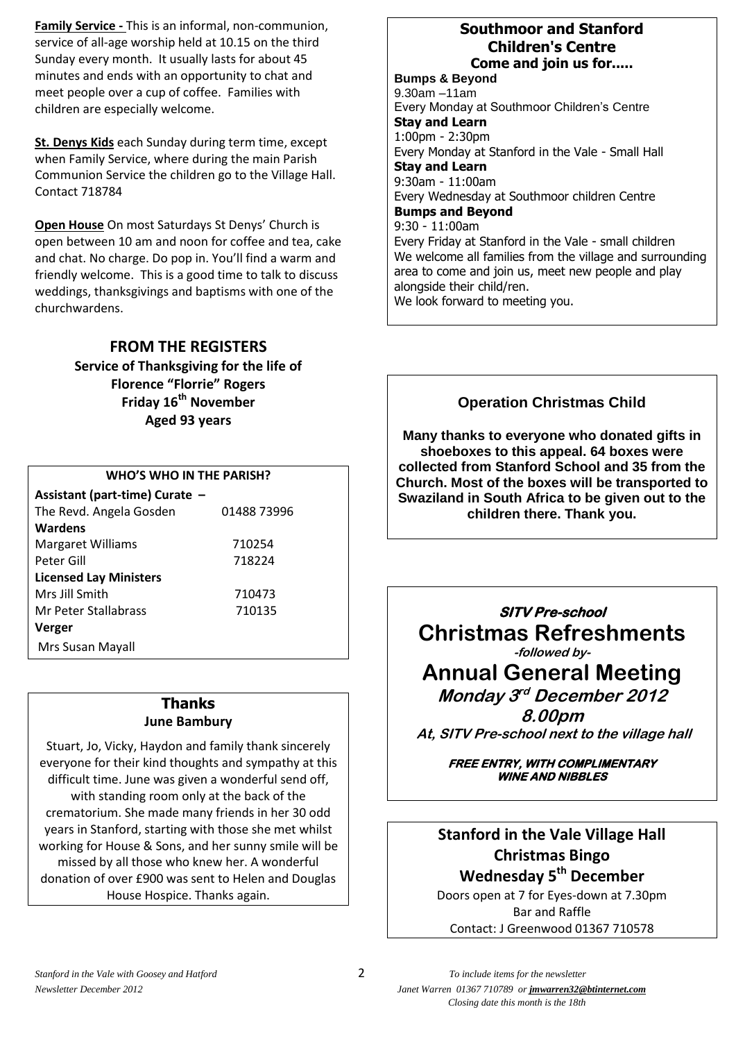**Family Service -** This is an informal, non-communion, service of all-age worship held at 10.15 on the third Sunday every month. It usually lasts for about 45 minutes and ends with an opportunity to chat and meet people over a cup of coffee. Families with children are especially welcome.

**St. Denys Kids** each Sunday during term time, except when Family Service, where during the main Parish Communion Service the children go to the Village Hall. Contact 718784

**Open House** On most Saturdays St Denys' Church is open between 10 am and noon for coffee and tea, cake and chat. No charge. Do pop in. You'll find a warm and friendly welcome. This is a good time to talk to discuss weddings, thanksgivings and baptisms with one of the churchwardens.

## FROM THE REGISTERS

**Service of Thanksgiving for the life of Florence "Florrie" Rogers**
**Friday 16th November**
**Aged 93 years**

| WHO'S WHO IN THE PARISH? | |
|---|---|
| **Assistant (part-time) Curate –** | |
| The Revd. Angela Gosden | 01488 73996 |
| **Wardens** | |
| Margaret Williams | 710254 |
| Peter Gill | 718224 |
| **Licensed Lay Ministers** | |
| Mrs Jill Smith | 710473 |
| Mr Peter Stallabrass | 710135 |
| **Verger** | |
| Mrs Susan Mayall | |

## Thanks

**June Bambury**

Stuart, Jo, Vicky, Haydon and family thank sincerely everyone for their kind thoughts and sympathy at this difficult time. June was given a wonderful send off, with standing room only at the back of the crematorium. She made many friends in her 30 odd years in Stanford, starting with those she met whilst working for House & Sons, and her sunny smile will be missed by all those who knew her. A wonderful donation of over £900 was sent to Helen and Douglas House Hospice. Thanks again.

## Southmoor and Stanford Children's Centre

**Come and join us for.....**

**Bumps & Beyond**
9.30am –11am
Every Monday at Southmoor Children's Centre

**Stay and Learn**
1:00pm - 2:30pm
Every Monday at Stanford in the Vale - Small Hall

**Stay and Learn**
9:30am - 11:00am
Every Wednesday at Southmoor children Centre

**Bumps and Beyond**
9:30 - 11:00am
Every Friday at Stanford in the Vale - small children

We welcome all families from the village and surrounding area to come and join us, meet new people and play alongside their child/ren.
We look forward to meeting you.

## Operation Christmas Child

**Many thanks to everyone who donated gifts in shoeboxes to this appeal. 64 boxes were collected from Stanford School and 35 from the Church. Most of the boxes will be transported to Swaziland in South Africa to be given out to the children there. Thank you.**

***SITV Pre-school***

## Christmas Refreshments

*-followed by-*

## Annual General Meeting

***Monday 3rd December 2012***

***8.00pm***

***At, SITV Pre-school next to the village hall***

***FREE ENTRY, WITH COMPLIMENTARY WINE AND NIBBLES***

## Stanford in the Vale Village Hall Christmas Bingo

**Wednesday 5th December**

Doors open at 7 for Eyes-down at 7.30pm
Bar and Raffle
Contact: J Greenwood 01367 710578

*To include items for the newsletter*
*Janet Warren 01367 710789 or jmwarren32@btinternet.com*
*Closing date this month is the 18th*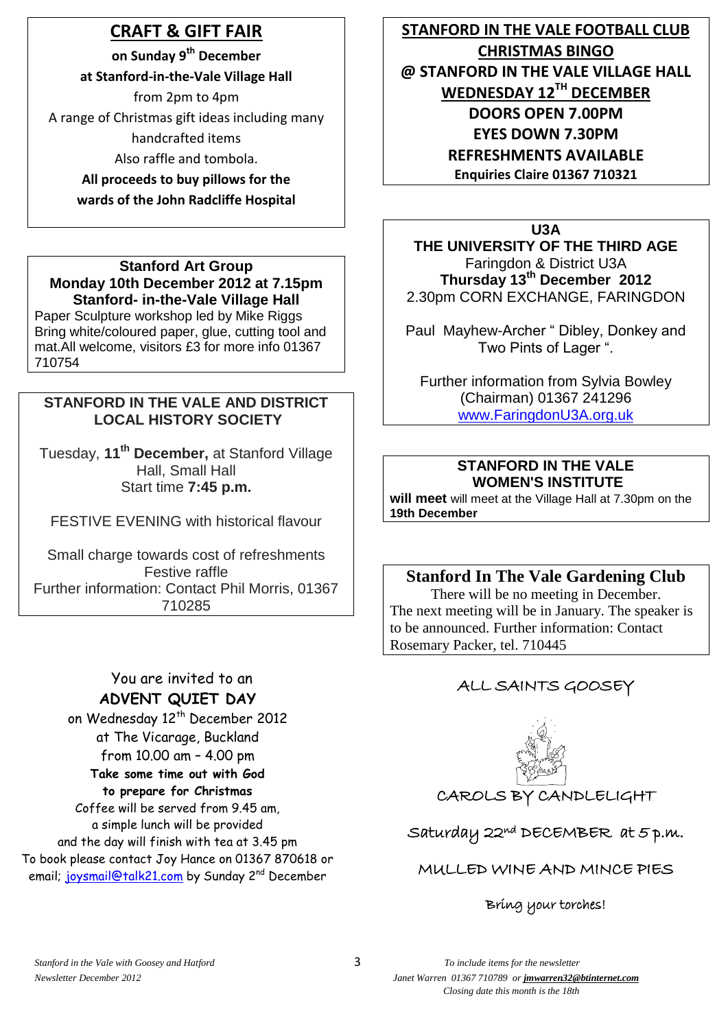## CRAFT & GIFT FAIR

**on Sunday 9th December**

**at Stanford-in-the-Vale Village Hall**

from 2pm to 4pm

A range of Christmas gift ideas including many handcrafted items

Also raffle and tombola.

**All proceeds to buy pillows for the wards of the John Radcliffe Hospital**

---

**Stanford Art Group**
**Monday 10th December 2012 at 7.15pm**
**Stanford- in-the-Vale Village Hall**

Paper Sculpture workshop led by Mike Riggs
Bring white/coloured paper, glue, cutting tool and mat.All welcome, visitors £3 for more info 01367 710754

---

**STANFORD IN THE VALE AND DISTRICT LOCAL HISTORY SOCIETY**

Tuesday, **11th December,** at Stanford Village Hall, Small Hall
Start time **7:45 p.m.**

FESTIVE EVENING with historical flavour

Small charge towards cost of refreshments
Festive raffle
Further information: Contact Phil Morris, 01367 710285

---

You are invited to an
**ADVENT QUIET DAY**
on Wednesday 12th December 2012
at The Vicarage, Buckland
from 10.00 am – 4.00 pm
**Take some time out with God to prepare for Christmas**
Coffee will be served from 9.45 am,
a simple lunch will be provided
and the day will finish with tea at 3.45 pm
To book please contact Joy Hance on 01367 870618 or email; joysmail@talk21.com by Sunday 2nd December

---

**STANFORD IN THE VALE FOOTBALL CLUB**
**CHRISTMAS BINGO**
**@ STANFORD IN THE VALE VILLAGE HALL**
**WEDNESDAY 12TH DECEMBER**
**DOORS OPEN 7.00PM**
**EYES DOWN 7.30PM**
**REFRESHMENTS AVAILABLE**
**Enquiries Claire 01367 710321**

---

**U3A**
**THE UNIVERSITY OF THE THIRD AGE**
Faringdon & District U3A
**Thursday 13th December 2012**
2.30pm CORN EXCHANGE, FARINGDON

Paul Mayhew-Archer " Dibley, Donkey and Two Pints of Lager ".

Further information from Sylvia Bowley (Chairman) 01367 241296
www.FaringdonU3A.org.uk

---

**STANFORD IN THE VALE WOMEN'S INSTITUTE**

**will meet** will meet at the Village Hall at 7.30pm on the **19th December**

---

**Stanford In The Vale Gardening Club**

There will be no meeting in December.
The next meeting will be in January. The speaker is to be announced. Further information: Contact Rosemary Packer, tel. 710445

---

ALL SAINTS GOOSEY

CAROLS BY CANDLELIGHT

Saturday 22nd DECEMBER at 5 p.m.

MULLED WINE AND MINCE PIES

Bring your torches!

---

*Stanford in the Vale with Goosey and Hatford Newsletter December 2012*

*To include items for the newsletter Janet Warren 01367 710789 or **jmwarren32@btinternet.com***
*Closing date this month is the 18th*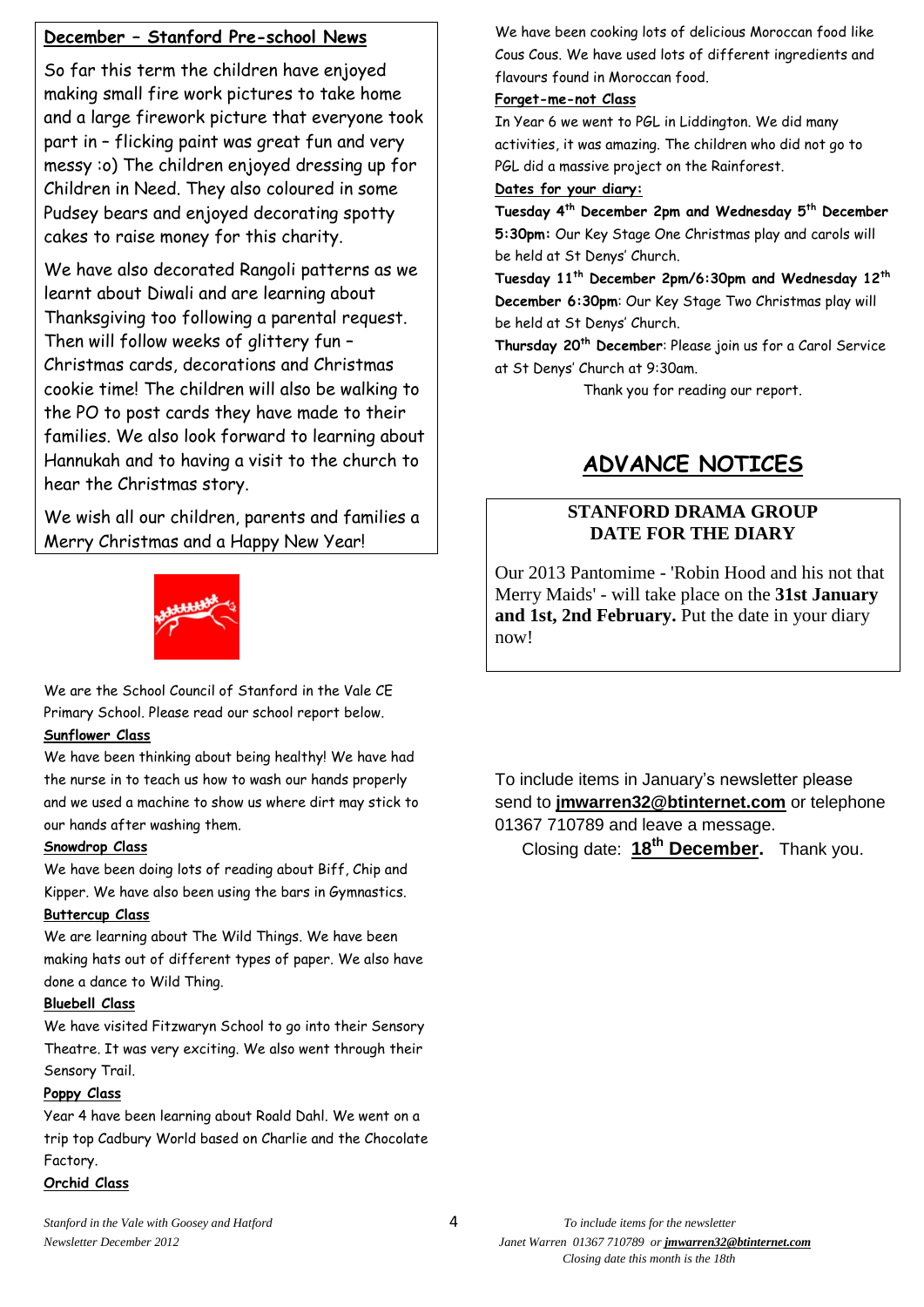## December – Stanford Pre-school News

So far this term the children have enjoyed making small fire work pictures to take home and a large firework picture that everyone took part in – flicking paint was great fun and very messy :o) The children enjoyed dressing up for Children in Need. They also coloured in some Pudsey bears and enjoyed decorating spotty cakes to raise money for this charity.

We have also decorated Rangoli patterns as we learnt about Diwali and are learning about Thanksgiving too following a parental request. Then will follow weeks of glittery fun – Christmas cards, decorations and Christmas cookie time! The children will also be walking to the PO to post cards they have made to their families. We also look forward to learning about Hannukah and to having a visit to the church to hear the Christmas story.

We wish all our children, parents and families a Merry Christmas and a Happy New Year!

We are the School Council of Stanford in the Vale CE Primary School. Please read our school report below.

**Sunflower Class**

We have been thinking about being healthy! We have had the nurse in to teach us how to wash our hands properly and we used a machine to show us where dirt may stick to our hands after washing them.

**Snowdrop Class**

We have been doing lots of reading about Biff, Chip and Kipper. We have also been using the bars in Gymnastics.

**Buttercup Class**

We are learning about The Wild Things. We have been making hats out of different types of paper. We also have done a dance to Wild Thing.

**Bluebell Class**

We have visited Fitzwaryn School to go into their Sensory Theatre. It was very exciting. We also went through their Sensory Trail.

**Poppy Class**

Year 4 have been learning about Roald Dahl. We went on a trip top Cadbury World based on Charlie and the Chocolate Factory.

**Orchid Class**

We have been cooking lots of delicious Moroccan food like Cous Cous. We have used lots of different ingredients and flavours found in Moroccan food.

**Forget-me-not Class**

In Year 6 we went to PGL in Liddington. We did many activities, it was amazing. The children who did not go to PGL did a massive project on the Rainforest.

**Dates for your diary:**

**Tuesday 4th December 2pm and Wednesday 5th December 5:30pm:** Our Key Stage One Christmas play and carols will be held at St Denys' Church.

**Tuesday 11th December 2pm/6:30pm and Wednesday 12th December 6:30pm**: Our Key Stage Two Christmas play will be held at St Denys' Church.

**Thursday 20th December**: Please join us for a Carol Service at St Denys' Church at 9:30am.

Thank you for reading our report.

# ADVANCE NOTICES

**STANFORD DRAMA GROUP**
**DATE FOR THE DIARY**

Our 2013 Pantomime - 'Robin Hood and his not that Merry Maids' - will take place on the **31st January and 1st, 2nd February.** Put the date in your diary now!

To include items in January's newsletter please send to **jmwarren32@btinternet.com** or telephone 01367 710789 and leave a message.

Closing date: **18th December.** Thank you.